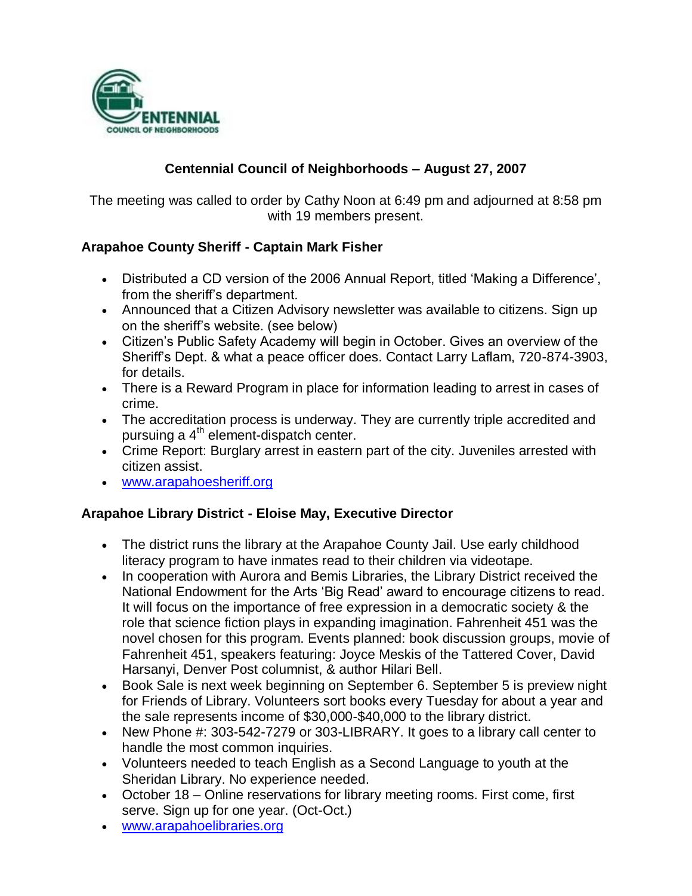CENTENNIAL COUNCIL OF NEIGHBORHOODS

# Centennial Council of Neighborhoods – August 27, 2007

The meeting was called to order by Cathy Noon at 6:49 pm and adjourned at 8:58 pm with 19 members present.

## Arapahoe County Sheriff - Captain Mark Fisher

- Distributed a CD version of the 2006 Annual Report, titled 'Making a Difference', from the sheriff's department.
- Announced that a Citizen Advisory newsletter was available to citizens. Sign up on the sheriff's website. (see below)
- Citizen's Public Safety Academy will begin in October. Gives an overview of the Sheriff's Dept. & what a peace officer does. Contact Larry Laflam, 720-874-3903, for details.
- There is a Reward Program in place for information leading to arrest in cases of crime.
- The accreditation process is underway. They are currently triple accredited and pursuing a 4th element-dispatch center.
- Crime Report: Burglary arrest in eastern part of the city. Juveniles arrested with citizen assist.
- www.arapahoesheriff.org

## Arapahoe Library District - Eloise May, Executive Director

- The district runs the library at the Arapahoe County Jail. Use early childhood literacy program to have inmates read to their children via videotape.
- In cooperation with Aurora and Bemis Libraries, the Library District received the National Endowment for the Arts 'Big Read' award to encourage citizens to read. It will focus on the importance of free expression in a democratic society & the role that science fiction plays in expanding imagination. Fahrenheit 451 was the novel chosen for this program. Events planned: book discussion groups, movie of Fahrenheit 451, speakers featuring: Joyce Meskis of the Tattered Cover, David Harsanyi, Denver Post columnist, & author Hilari Bell.
- Book Sale is next week beginning on September 6. September 5 is preview night for Friends of Library. Volunteers sort books every Tuesday for about a year and the sale represents income of $30,000-$40,000 to the library district.
- New Phone #: 303-542-7279 or 303-LIBRARY. It goes to a library call center to handle the most common inquiries.
- Volunteers needed to teach English as a Second Language to youth at the Sheridan Library. No experience needed.
- October 18 – Online reservations for library meeting rooms. First come, first serve. Sign up for one year. (Oct-Oct.)
- www.arapahoelibraries.org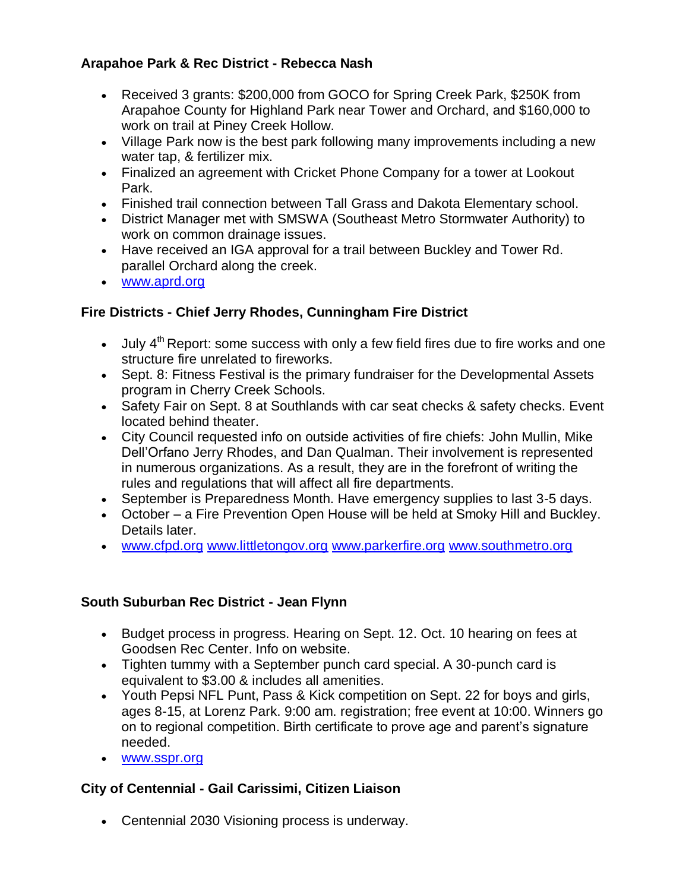**Arapahoe Park & Rec District - Rebecca Nash**

- Received 3 grants: $200,000 from GOCO for Spring Creek Park, $250K from Arapahoe County for Highland Park near Tower and Orchard, and $160,000 to work on trail at Piney Creek Hollow.
- Village Park now is the best park following many improvements including a new water tap, & fertilizer mix.
- Finalized an agreement with Cricket Phone Company for a tower at Lookout Park.
- Finished trail connection between Tall Grass and Dakota Elementary school.
- District Manager met with SMSWA (Southeast Metro Stormwater Authority) to work on common drainage issues.
- Have received an IGA approval for a trail between Buckley and Tower Rd. parallel Orchard along the creek.
- www.aprd.org

**Fire Districts - Chief Jerry Rhodes, Cunningham Fire District**

- July 4th Report: some success with only a few field fires due to fire works and one structure fire unrelated to fireworks.
- Sept. 8: Fitness Festival is the primary fundraiser for the Developmental Assets program in Cherry Creek Schools.
- Safety Fair on Sept. 8 at Southlands with car seat checks & safety checks. Event located behind theater.
- City Council requested info on outside activities of fire chiefs: John Mullin, Mike Dell'Orfano Jerry Rhodes, and Dan Qualman. Their involvement is represented in numerous organizations. As a result, they are in the forefront of writing the rules and regulations that will affect all fire departments.
- September is Preparedness Month. Have emergency supplies to last 3-5 days.
- October – a Fire Prevention Open House will be held at Smoky Hill and Buckley. Details later.
- www.cfpd.org www.littletongov.org www.parkerfire.org www.southmetro.org

**South Suburban Rec District - Jean Flynn**

- Budget process in progress. Hearing on Sept. 12. Oct. 10 hearing on fees at Goodsen Rec Center. Info on website.
- Tighten tummy with a September punch card special. A 30-punch card is equivalent to $3.00 & includes all amenities.
- Youth Pepsi NFL Punt, Pass & Kick competition on Sept. 22 for boys and girls, ages 8-15, at Lorenz Park. 9:00 am. registration; free event at 10:00. Winners go on to regional competition. Birth certificate to prove age and parent's signature needed.
- www.sspr.org

**City of Centennial - Gail Carissimi, Citizen Liaison**

- Centennial 2030 Visioning process is underway.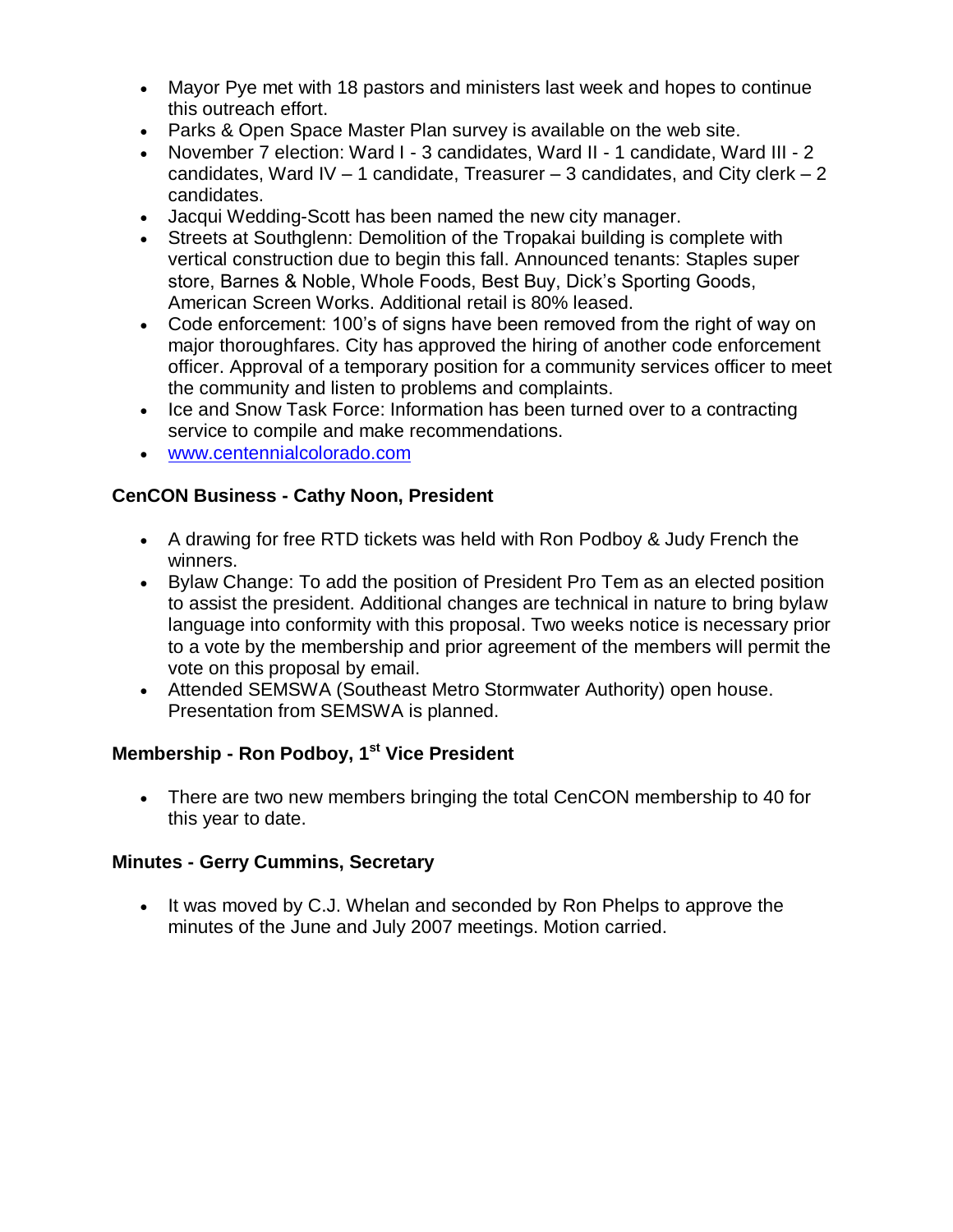- Mayor Pye met with 18 pastors and ministers last week and hopes to continue this outreach effort.
- Parks & Open Space Master Plan survey is available on the web site.
- November 7 election: Ward I - 3 candidates, Ward II - 1 candidate, Ward III - 2 candidates, Ward IV – 1 candidate, Treasurer – 3 candidates, and City clerk – 2 candidates.
- Jacqui Wedding-Scott has been named the new city manager.
- Streets at Southglenn: Demolition of the Tropakai building is complete with vertical construction due to begin this fall. Announced tenants: Staples super store, Barnes & Noble, Whole Foods, Best Buy, Dick's Sporting Goods, American Screen Works. Additional retail is 80% leased.
- Code enforcement: 100's of signs have been removed from the right of way on major thoroughfares. City has approved the hiring of another code enforcement officer. Approval of a temporary position for a community services officer to meet the community and listen to problems and complaints.
- Ice and Snow Task Force: Information has been turned over to a contracting service to compile and make recommendations.
- [www.centennialcolorado.com](http://www.centennialcolorado.com)

**CenCON Business - Cathy Noon, President**

- A drawing for free RTD tickets was held with Ron Podboy & Judy French the winners.
- Bylaw Change: To add the position of President Pro Tem as an elected position to assist the president. Additional changes are technical in nature to bring bylaw language into conformity with this proposal. Two weeks notice is necessary prior to a vote by the membership and prior agreement of the members will permit the vote on this proposal by email.
- Attended SEMSWA (Southeast Metro Stormwater Authority) open house. Presentation from SEMSWA is planned.

**Membership - Ron Podboy, 1st Vice President**

- There are two new members bringing the total CenCON membership to 40 for this year to date.

**Minutes - Gerry Cummins, Secretary**

- It was moved by C.J. Whelan and seconded by Ron Phelps to approve the minutes of the June and July 2007 meetings. Motion carried.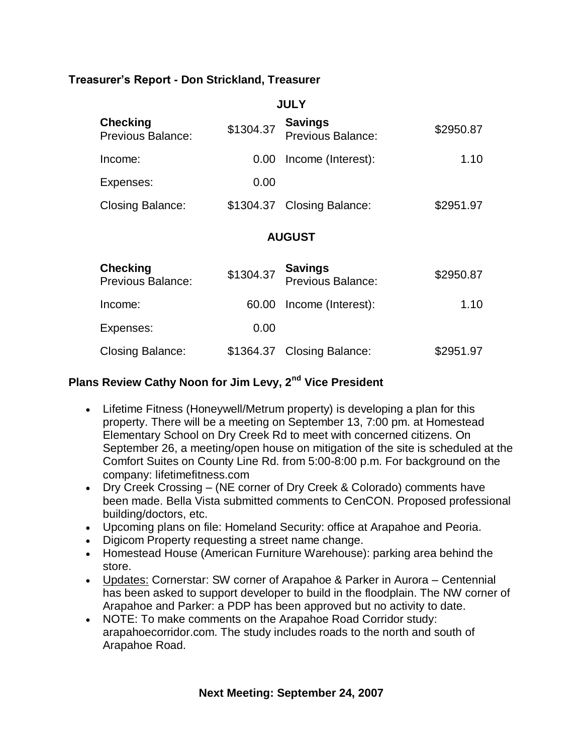**Treasurer's Report - Don Strickland, Treasurer**

**JULY**

| | | | |
|---|---|---|---|
| **Checking** Previous Balance: | $1304.37 | **Savings** Previous Balance: | $2950.87 |
| Income: | 0.00 | Income (Interest): | 1.10 |
| Expenses: | 0.00 | | |
| Closing Balance: | $1304.37 | Closing Balance: | $2951.97 |

**AUGUST**

| | | | |
|---|---|---|---|
| **Checking** Previous Balance: | $1304.37 | **Savings** Previous Balance: | $2950.87 |
| Income: | 60.00 | Income (Interest): | 1.10 |
| Expenses: | 0.00 | | |
| Closing Balance: | $1364.37 | Closing Balance: | $2951.97 |

**Plans Review Cathy Noon for Jim Levy, 2nd Vice President**

- Lifetime Fitness (Honeywell/Metrum property) is developing a plan for this property. There will be a meeting on September 13, 7:00 pm. at Homestead Elementary School on Dry Creek Rd to meet with concerned citizens. On September 26, a meeting/open house on mitigation of the site is scheduled at the Comfort Suites on County Line Rd. from 5:00-8:00 p.m. For background on the company: lifetimefitness.com
- Dry Creek Crossing – (NE corner of Dry Creek & Colorado) comments have been made. Bella Vista submitted comments to CenCON. Proposed professional building/doctors, etc.
- Upcoming plans on file: Homeland Security: office at Arapahoe and Peoria.
- Digicom Property requesting a street name change.
- Homestead House (American Furniture Warehouse): parking area behind the store.
- Updates: Cornerstar: SW corner of Arapahoe & Parker in Aurora – Centennial has been asked to support developer to build in the floodplain. The NW corner of Arapahoe and Parker: a PDP has been approved but no activity to date.
- NOTE: To make comments on the Arapahoe Road Corridor study: arapahoecorridor.com. The study includes roads to the north and south of Arapahoe Road.

**Next Meeting: September 24, 2007**